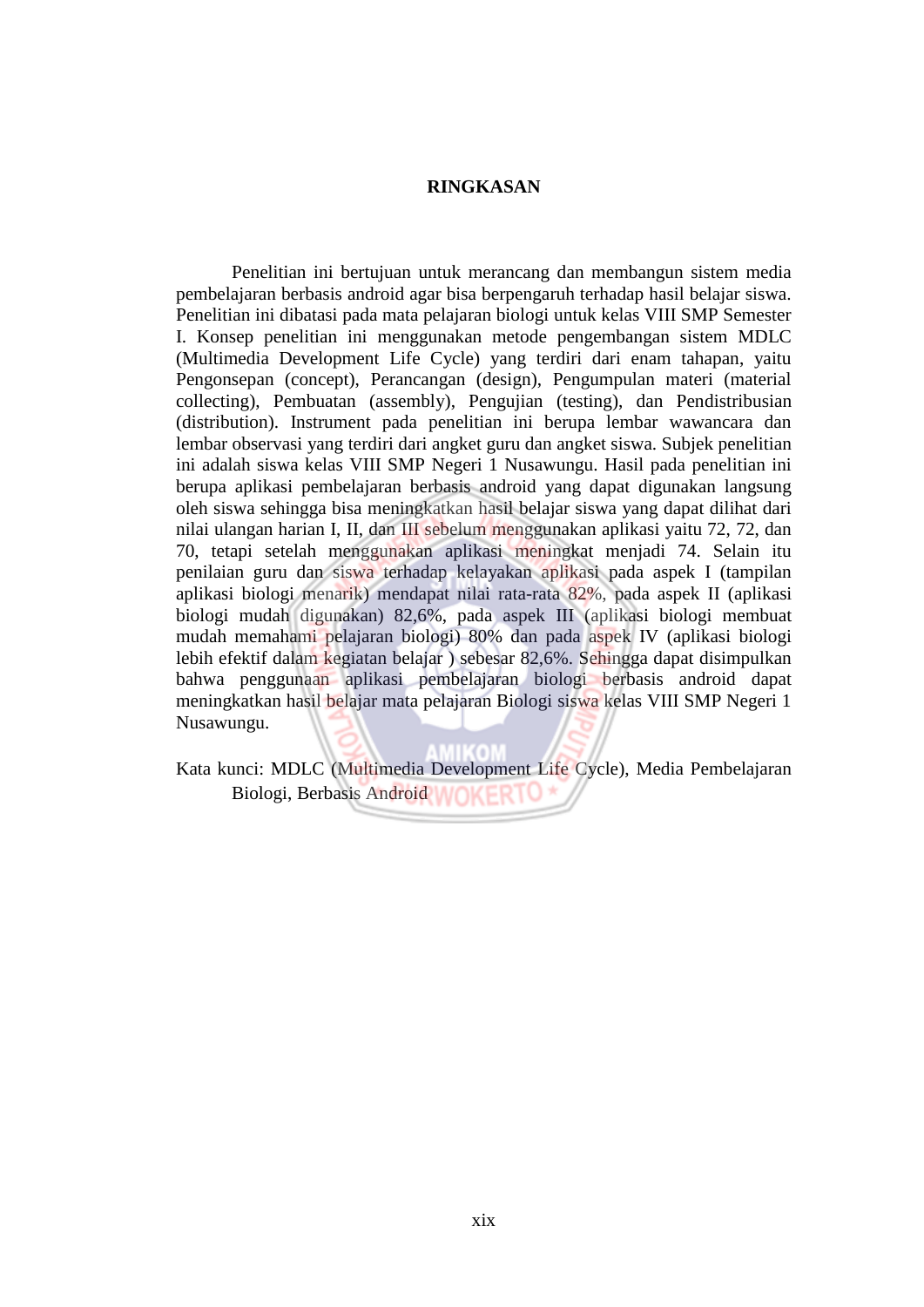# RINGKASAN

Penelitian ini bertujuan untuk merancang dan membangun sistem media pembelajaran berbasis android agar bisa berpengaruh terhadap hasil belajar siswa. Penelitian ini dibatasi pada mata pelajaran biologi untuk kelas VIII SMP Semester I. Konsep penelitian ini menggunakan metode pengembangan sistem MDLC (Multimedia Development Life Cycle) yang terdiri dari enam tahapan, yaitu Pengonsepan (concept), Perancangan (design), Pengumpulan materi (material collecting), Pembuatan (assembly), Pengujian (testing), dan Pendistribusian (distribution). Instrument pada penelitian ini berupa lembar wawancara dan lembar observasi yang terdiri dari angket guru dan angket siswa. Subjek penelitian ini adalah siswa kelas VIII SMP Negeri 1 Nusawungu. Hasil pada penelitian ini berupa aplikasi pembelajaran berbasis android yang dapat digunakan langsung oleh siswa sehingga bisa meningkatkan hasil belajar siswa yang dapat dilihat dari nilai ulangan harian I, II, dan III sebelum menggunakan aplikasi yaitu 72, 72, dan 70, tetapi setelah menggunakan aplikasi meningkat menjadi 74. Selain itu penilaian guru dan siswa terhadap kelayakan aplikasi pada aspek I (tampilan aplikasi biologi menarik) mendapat nilai rata-rata 82%, pada aspek II (aplikasi biologi mudah digunakan) 82,6%, pada aspek III (aplikasi biologi membuat mudah memahami pelajaran biologi) 80% dan pada aspek IV (aplikasi biologi lebih efektif dalam kegiatan belajar ) sebesar 82,6%. Sehingga dapat disimpulkan bahwa penggunaan aplikasi pembelajaran biologi berbasis android dapat meningkatkan hasil belajar mata pelajaran Biologi siswa kelas VIII SMP Negeri 1 Nusawungu.

Kata kunci: MDLC (Multimedia Development Life Cycle), Media Pembelajaran Biologi, Berbasis Android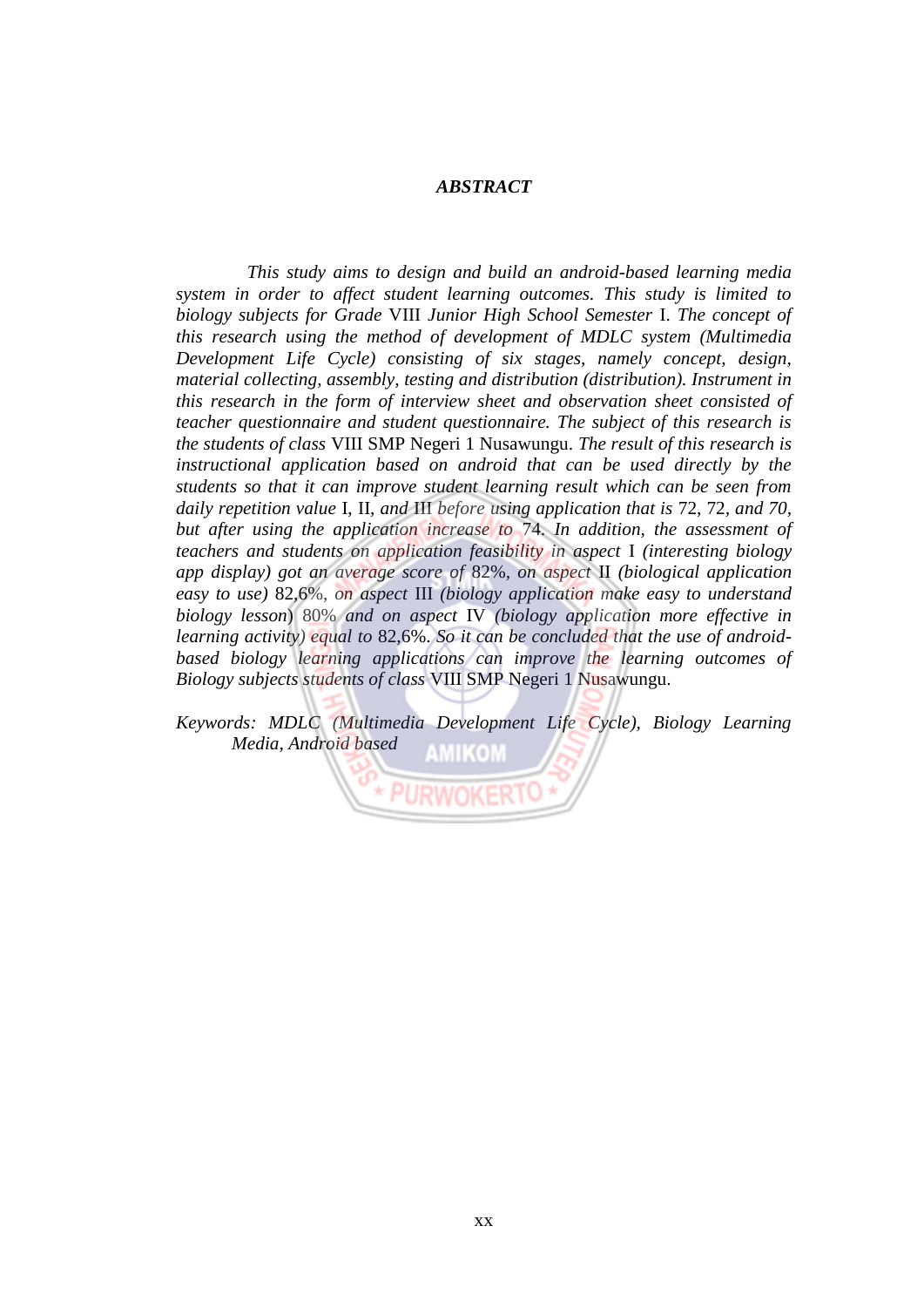***ABSTRACT***

*This study aims to design and build an android-based learning media system in order to affect student learning outcomes. This study is limited to biology subjects for Grade* VIII *Junior High School Semester* I. *The concept of this research using the method of development of MDLC system (Multimedia Development Life Cycle) consisting of six stages, namely concept, design, material collecting, assembly, testing and distribution (distribution). Instrument in this research in the form of interview sheet and observation sheet consisted of teacher questionnaire and student questionnaire. The subject of this research is the students of class* VIII SMP Negeri 1 Nusawungu. *The result of this research is instructional application based on android that can be used directly by the students so that it can improve student learning result which can be seen from daily repetition value* I, II, *and* III *before using application that is* 72, 72, *and 70, but after using the application increase to* 74. *In addition, the assessment of teachers and students on application feasibility in aspect* I *(interesting biology app display) got an average score of* 82%, *on aspect* II *(biological application easy to use)* 82,6%, *on aspect* III *(biology application make easy to understand biology lesson*) 80% *and on aspect* IV *(biology application more effective in learning activity) equal to* 82,6%. *So it can be concluded that the use of android-based biology learning applications can improve the learning outcomes of Biology subjects students of class* VIII SMP Negeri 1 Nusawungu.

*Keywords: MDLC (Multimedia Development Life Cycle), Biology Learning Media, Android based*